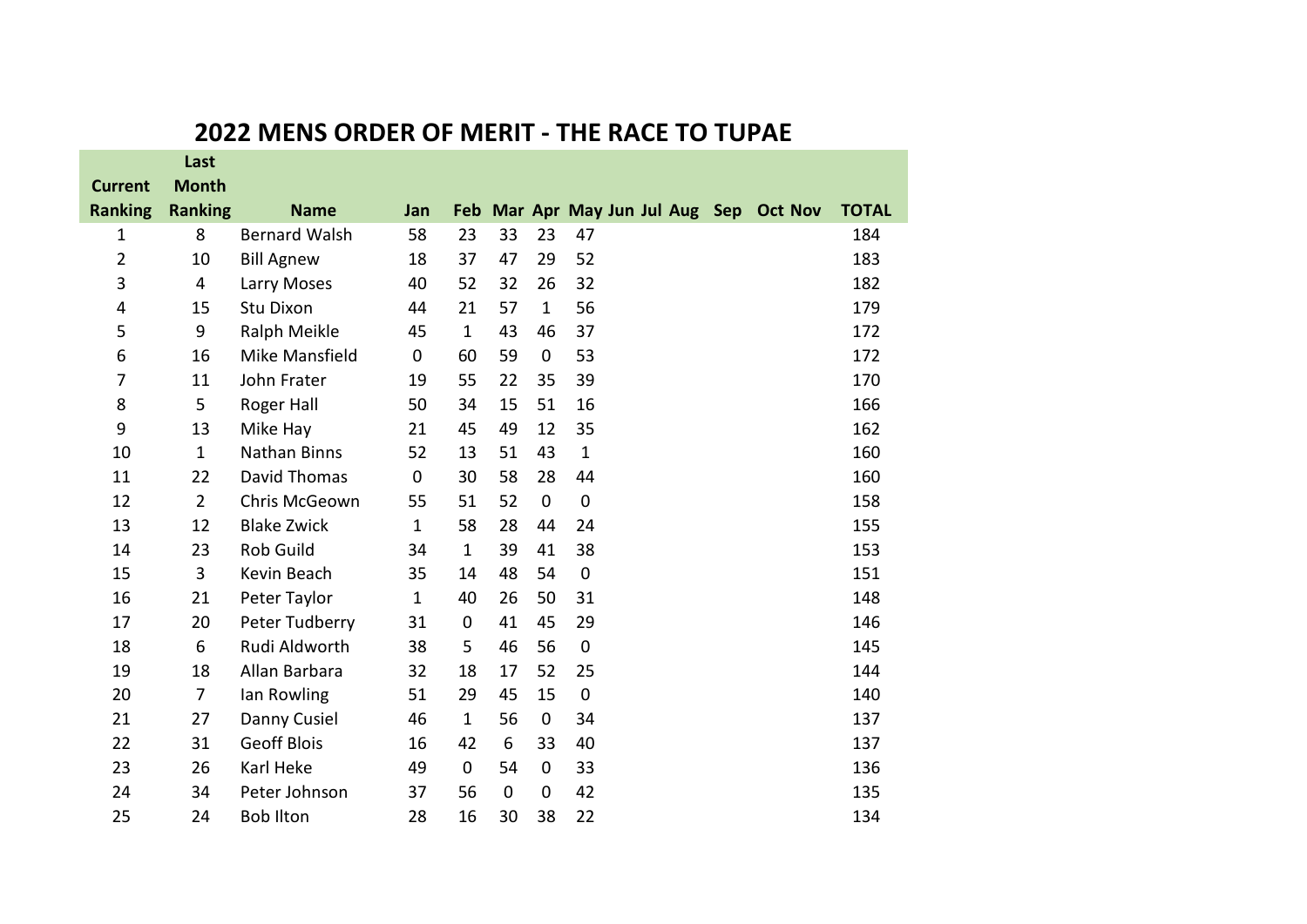# 2022 MENS ORDER OF MERIT - THE RACE TO TUPAE

| Current Ranking | Last Month Ranking | Name | Jan | Feb | Mar | Apr | May | Jun | Jul | Aug | Sep | Oct | Nov | TOTAL |
|---|---|---|---|---|---|---|---|---|---|---|---|---|---|---|
| 1 | 8 | Bernard Walsh | 58 | 23 | 33 | 23 | 47 | | | | | | | 184 |
| 2 | 10 | Bill Agnew | 18 | 37 | 47 | 29 | 52 | | | | | | | 183 |
| 3 | 4 | Larry Moses | 40 | 52 | 32 | 26 | 32 | | | | | | | 182 |
| 4 | 15 | Stu Dixon | 44 | 21 | 57 | 1 | 56 | | | | | | | 179 |
| 5 | 9 | Ralph Meikle | 45 | 1 | 43 | 46 | 37 | | | | | | | 172 |
| 6 | 16 | Mike Mansfield | 0 | 60 | 59 | 0 | 53 | | | | | | | 172 |
| 7 | 11 | John Frater | 19 | 55 | 22 | 35 | 39 | | | | | | | 170 |
| 8 | 5 | Roger Hall | 50 | 34 | 15 | 51 | 16 | | | | | | | 166 |
| 9 | 13 | Mike Hay | 21 | 45 | 49 | 12 | 35 | | | | | | | 162 |
| 10 | 1 | Nathan Binns | 52 | 13 | 51 | 43 | 1 | | | | | | | 160 |
| 11 | 22 | David Thomas | 0 | 30 | 58 | 28 | 44 | | | | | | | 160 |
| 12 | 2 | Chris McGeown | 55 | 51 | 52 | 0 | 0 | | | | | | | 158 |
| 13 | 12 | Blake Zwick | 1 | 58 | 28 | 44 | 24 | | | | | | | 155 |
| 14 | 23 | Rob Guild | 34 | 1 | 39 | 41 | 38 | | | | | | | 153 |
| 15 | 3 | Kevin Beach | 35 | 14 | 48 | 54 | 0 | | | | | | | 151 |
| 16 | 21 | Peter Taylor | 1 | 40 | 26 | 50 | 31 | | | | | | | 148 |
| 17 | 20 | Peter Tudberry | 31 | 0 | 41 | 45 | 29 | | | | | | | 146 |
| 18 | 6 | Rudi Aldworth | 38 | 5 | 46 | 56 | 0 | | | | | | | 145 |
| 19 | 18 | Allan Barbara | 32 | 18 | 17 | 52 | 25 | | | | | | | 144 |
| 20 | 7 | Ian Rowling | 51 | 29 | 45 | 15 | 0 | | | | | | | 140 |
| 21 | 27 | Danny Cusiel | 46 | 1 | 56 | 0 | 34 | | | | | | | 137 |
| 22 | 31 | Geoff Blois | 16 | 42 | 6 | 33 | 40 | | | | | | | 137 |
| 23 | 26 | Karl Heke | 49 | 0 | 54 | 0 | 33 | | | | | | | 136 |
| 24 | 34 | Peter Johnson | 37 | 56 | 0 | 0 | 42 | | | | | | | 135 |
| 25 | 24 | Bob Ilton | 28 | 16 | 30 | 38 | 22 | | | | | | | 134 |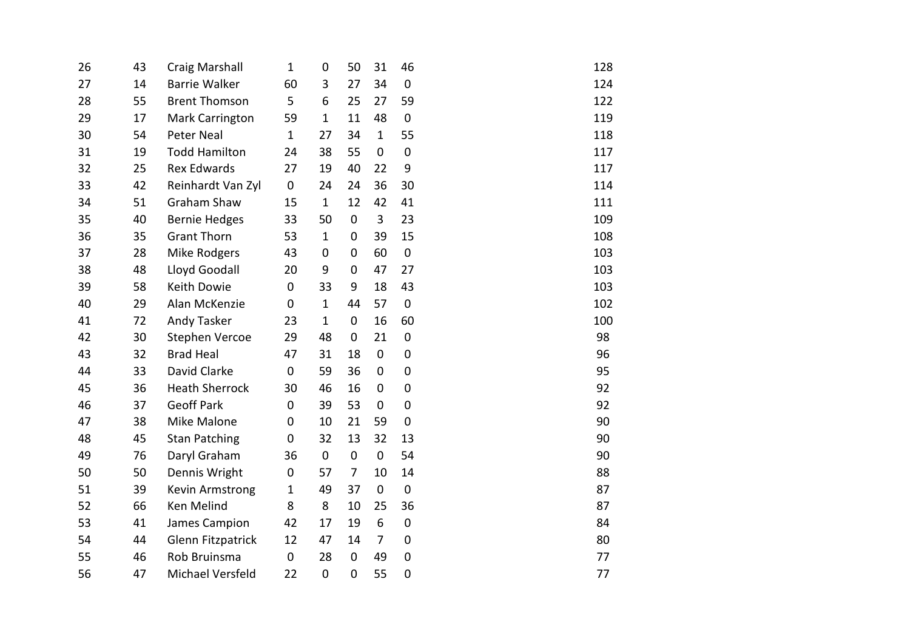| | | | | | | | | |
|---|---|---|---|---|---|---|---|---|
| 26 | 43 | Craig Marshall | 1 | 0 | 50 | 31 | 46 | 128 |
| 27 | 14 | Barrie Walker | 60 | 3 | 27 | 34 | 0 | 124 |
| 28 | 55 | Brent Thomson | 5 | 6 | 25 | 27 | 59 | 122 |
| 29 | 17 | Mark Carrington | 59 | 1 | 11 | 48 | 0 | 119 |
| 30 | 54 | Peter Neal | 1 | 27 | 34 | 1 | 55 | 118 |
| 31 | 19 | Todd Hamilton | 24 | 38 | 55 | 0 | 0 | 117 |
| 32 | 25 | Rex Edwards | 27 | 19 | 40 | 22 | 9 | 117 |
| 33 | 42 | Reinhardt Van Zyl | 0 | 24 | 24 | 36 | 30 | 114 |
| 34 | 51 | Graham Shaw | 15 | 1 | 12 | 42 | 41 | 111 |
| 35 | 40 | Bernie Hedges | 33 | 50 | 0 | 3 | 23 | 109 |
| 36 | 35 | Grant Thorn | 53 | 1 | 0 | 39 | 15 | 108 |
| 37 | 28 | Mike Rodgers | 43 | 0 | 0 | 60 | 0 | 103 |
| 38 | 48 | Lloyd Goodall | 20 | 9 | 0 | 47 | 27 | 103 |
| 39 | 58 | Keith Dowie | 0 | 33 | 9 | 18 | 43 | 103 |
| 40 | 29 | Alan McKenzie | 0 | 1 | 44 | 57 | 0 | 102 |
| 41 | 72 | Andy Tasker | 23 | 1 | 0 | 16 | 60 | 100 |
| 42 | 30 | Stephen Vercoe | 29 | 48 | 0 | 21 | 0 | 98 |
| 43 | 32 | Brad Heal | 47 | 31 | 18 | 0 | 0 | 96 |
| 44 | 33 | David Clarke | 0 | 59 | 36 | 0 | 0 | 95 |
| 45 | 36 | Heath Sherrock | 30 | 46 | 16 | 0 | 0 | 92 |
| 46 | 37 | Geoff Park | 0 | 39 | 53 | 0 | 0 | 92 |
| 47 | 38 | Mike Malone | 0 | 10 | 21 | 59 | 0 | 90 |
| 48 | 45 | Stan Patching | 0 | 32 | 13 | 32 | 13 | 90 |
| 49 | 76 | Daryl Graham | 36 | 0 | 0 | 0 | 54 | 90 |
| 50 | 50 | Dennis Wright | 0 | 57 | 7 | 10 | 14 | 88 |
| 51 | 39 | Kevin Armstrong | 1 | 49 | 37 | 0 | 0 | 87 |
| 52 | 66 | Ken Melind | 8 | 8 | 10 | 25 | 36 | 87 |
| 53 | 41 | James Campion | 42 | 17 | 19 | 6 | 0 | 84 |
| 54 | 44 | Glenn Fitzpatrick | 12 | 47 | 14 | 7 | 0 | 80 |
| 55 | 46 | Rob Bruinsma | 0 | 28 | 0 | 49 | 0 | 77 |
| 56 | 47 | Michael Versfeld | 22 | 0 | 0 | 55 | 0 | 77 |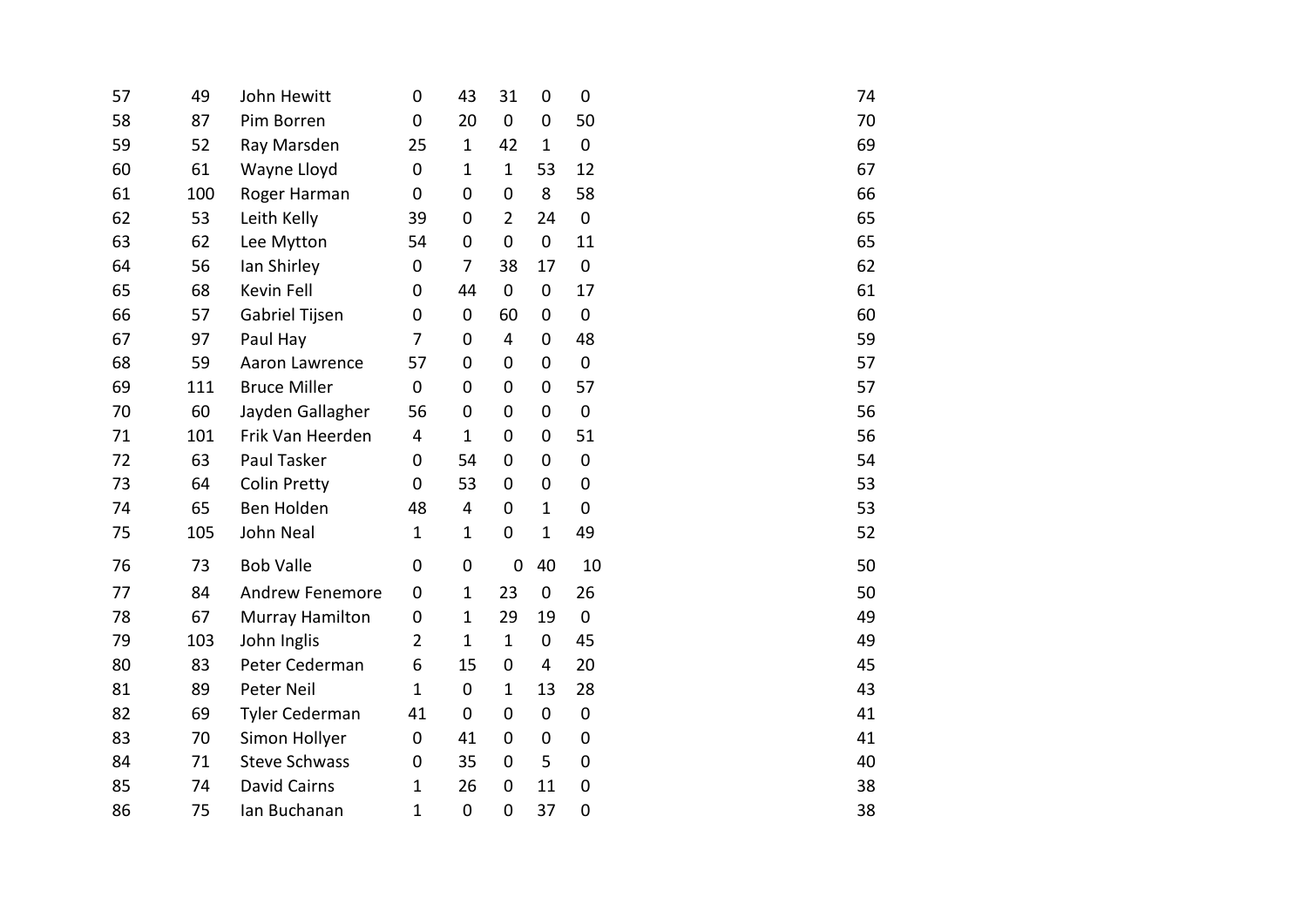| | | | | | | | | |
|---|---|---|---|---|---|---|---|---|
| 57 | 49 | John Hewitt | 0 | 43 | 31 | 0 | 0 | 74 |
| 58 | 87 | Pim Borren | 0 | 20 | 0 | 0 | 50 | 70 |
| 59 | 52 | Ray Marsden | 25 | 1 | 42 | 1 | 0 | 69 |
| 60 | 61 | Wayne Lloyd | 0 | 1 | 1 | 53 | 12 | 67 |
| 61 | 100 | Roger Harman | 0 | 0 | 0 | 8 | 58 | 66 |
| 62 | 53 | Leith Kelly | 39 | 0 | 2 | 24 | 0 | 65 |
| 63 | 62 | Lee Mytton | 54 | 0 | 0 | 0 | 11 | 65 |
| 64 | 56 | Ian Shirley | 0 | 7 | 38 | 17 | 0 | 62 |
| 65 | 68 | Kevin Fell | 0 | 44 | 0 | 0 | 17 | 61 |
| 66 | 57 | Gabriel Tijsen | 0 | 0 | 60 | 0 | 0 | 60 |
| 67 | 97 | Paul Hay | 7 | 0 | 4 | 0 | 48 | 59 |
| 68 | 59 | Aaron Lawrence | 57 | 0 | 0 | 0 | 0 | 57 |
| 69 | 111 | Bruce Miller | 0 | 0 | 0 | 0 | 57 | 57 |
| 70 | 60 | Jayden Gallagher | 56 | 0 | 0 | 0 | 0 | 56 |
| 71 | 101 | Frik Van Heerden | 4 | 1 | 0 | 0 | 51 | 56 |
| 72 | 63 | Paul Tasker | 0 | 54 | 0 | 0 | 0 | 54 |
| 73 | 64 | Colin Pretty | 0 | 53 | 0 | 0 | 0 | 53 |
| 74 | 65 | Ben Holden | 48 | 4 | 0 | 1 | 0 | 53 |
| 75 | 105 | John Neal | 1 | 1 | 0 | 1 | 49 | 52 |
| 76 | 73 | Bob Valle | 0 | 0 | 0 | 40 | 10 | 50 |
| 77 | 84 | Andrew Fenemore | 0 | 1 | 23 | 0 | 26 | 50 |
| 78 | 67 | Murray Hamilton | 0 | 1 | 29 | 19 | 0 | 49 |
| 79 | 103 | John Inglis | 2 | 1 | 1 | 0 | 45 | 49 |
| 80 | 83 | Peter Cederman | 6 | 15 | 0 | 4 | 20 | 45 |
| 81 | 89 | Peter Neil | 1 | 0 | 1 | 13 | 28 | 43 |
| 82 | 69 | Tyler Cederman | 41 | 0 | 0 | 0 | 0 | 41 |
| 83 | 70 | Simon Hollyer | 0 | 41 | 0 | 0 | 0 | 41 |
| 84 | 71 | Steve Schwass | 0 | 35 | 0 | 5 | 0 | 40 |
| 85 | 74 | David Cairns | 1 | 26 | 0 | 11 | 0 | 38 |
| 86 | 75 | Ian Buchanan | 1 | 0 | 0 | 37 | 0 | 38 |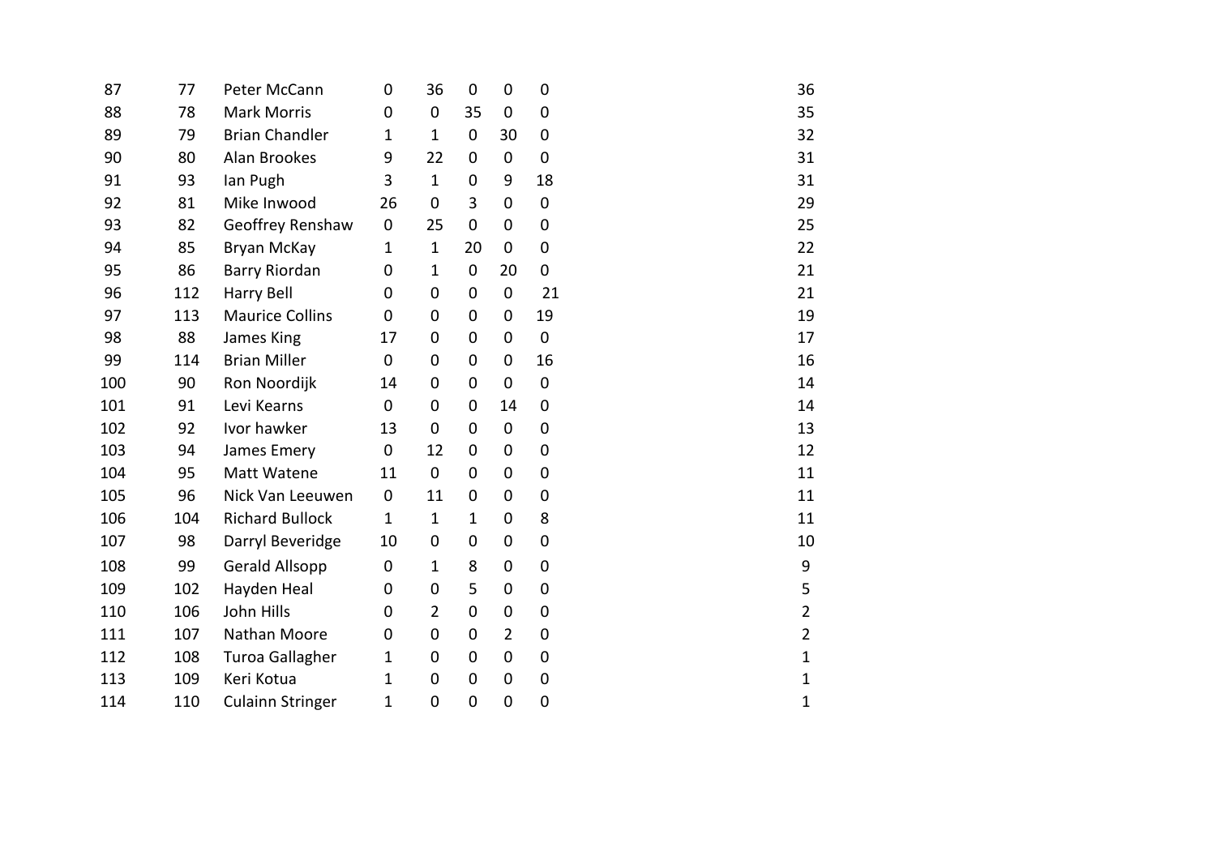| | | | | | | | | |
|---|---|---|---|---|---|---|---|---|
| 87 | 77 | Peter McCann | 0 | 36 | 0 | 0 | 0 | 36 |
| 88 | 78 | Mark Morris | 0 | 0 | 35 | 0 | 0 | 35 |
| 89 | 79 | Brian Chandler | 1 | 1 | 0 | 30 | 0 | 32 |
| 90 | 80 | Alan Brookes | 9 | 22 | 0 | 0 | 0 | 31 |
| 91 | 93 | Ian Pugh | 3 | 1 | 0 | 9 | 18 | 31 |
| 92 | 81 | Mike Inwood | 26 | 0 | 3 | 0 | 0 | 29 |
| 93 | 82 | Geoffrey Renshaw | 0 | 25 | 0 | 0 | 0 | 25 |
| 94 | 85 | Bryan McKay | 1 | 1 | 20 | 0 | 0 | 22 |
| 95 | 86 | Barry Riordan | 0 | 1 | 0 | 20 | 0 | 21 |
| 96 | 112 | Harry Bell | 0 | 0 | 0 | 0 | 21 | 21 |
| 97 | 113 | Maurice Collins | 0 | 0 | 0 | 0 | 19 | 19 |
| 98 | 88 | James King | 17 | 0 | 0 | 0 | 0 | 17 |
| 99 | 114 | Brian Miller | 0 | 0 | 0 | 0 | 16 | 16 |
| 100 | 90 | Ron Noordijk | 14 | 0 | 0 | 0 | 0 | 14 |
| 101 | 91 | Levi Kearns | 0 | 0 | 0 | 14 | 0 | 14 |
| 102 | 92 | Ivor hawker | 13 | 0 | 0 | 0 | 0 | 13 |
| 103 | 94 | James Emery | 0 | 12 | 0 | 0 | 0 | 12 |
| 104 | 95 | Matt Watene | 11 | 0 | 0 | 0 | 0 | 11 |
| 105 | 96 | Nick Van Leeuwen | 0 | 11 | 0 | 0 | 0 | 11 |
| 106 | 104 | Richard Bullock | 1 | 1 | 1 | 0 | 8 | 11 |
| 107 | 98 | Darryl Beveridge | 10 | 0 | 0 | 0 | 0 | 10 |
| 108 | 99 | Gerald Allsopp | 0 | 1 | 8 | 0 | 0 | 9 |
| 109 | 102 | Hayden Heal | 0 | 0 | 5 | 0 | 0 | 5 |
| 110 | 106 | John Hills | 0 | 2 | 0 | 0 | 0 | 2 |
| 111 | 107 | Nathan Moore | 0 | 0 | 0 | 2 | 0 | 2 |
| 112 | 108 | Turoa Gallagher | 1 | 0 | 0 | 0 | 0 | 1 |
| 113 | 109 | Keri Kotua | 1 | 0 | 0 | 0 | 0 | 1 |
| 114 | 110 | Culainn Stringer | 1 | 0 | 0 | 0 | 0 | 1 |